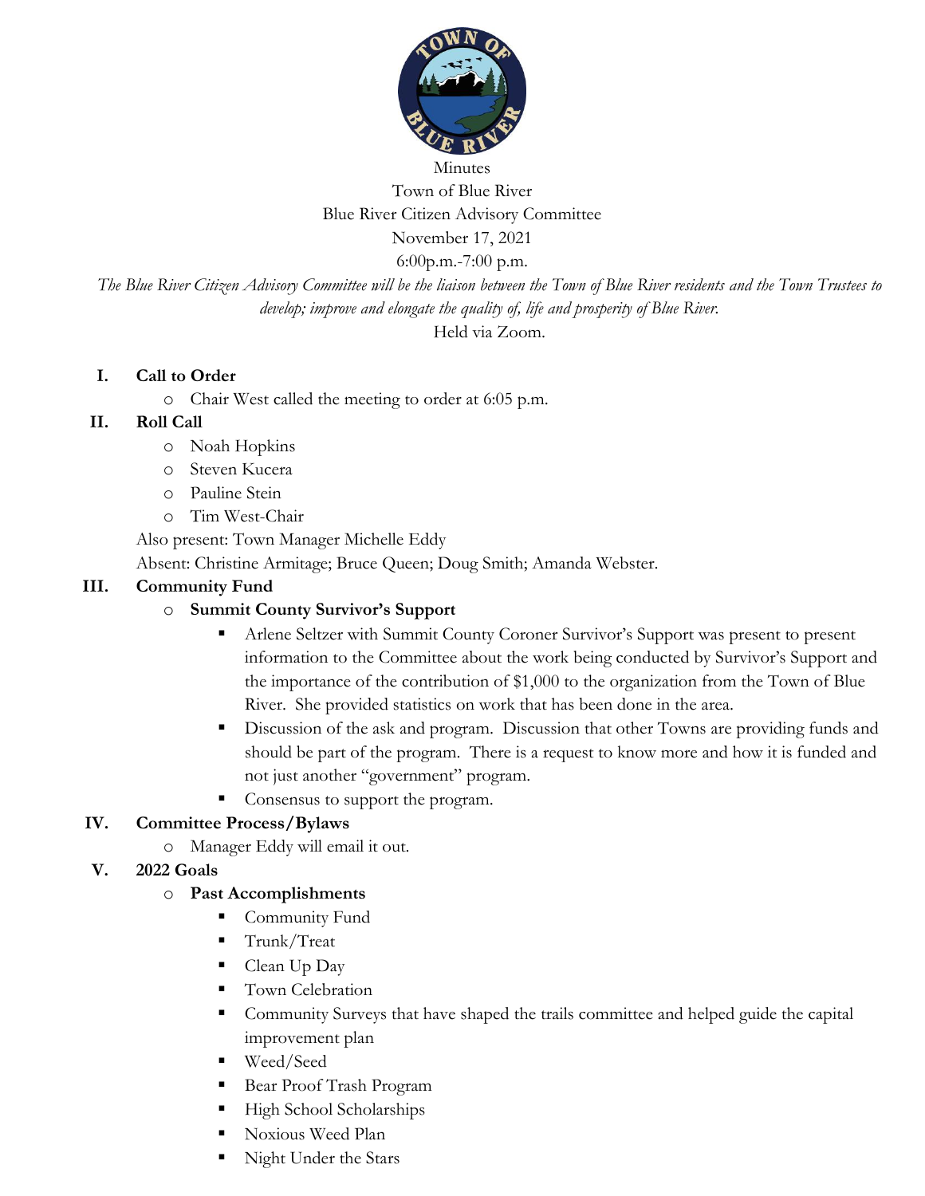Minutes
Town of Blue River
Blue River Citizen Advisory Committee
November 17, 2021
6:00p.m.-7:00 p.m.

*The Blue River Citizen Advisory Committee will be the liaison between the Town of Blue River residents and the Town Trustees to develop; improve and elongate the quality of, life and prosperity of Blue River.*

Held via Zoom.

## I. Call to Order

- Chair West called the meeting to order at 6:05 p.m.

## II. Roll Call

- Noah Hopkins
- Steven Kucera
- Pauline Stein
- Tim West-Chair

Also present: Town Manager Michelle Eddy

Absent: Christine Armitage; Bruce Queen; Doug Smith; Amanda Webster.

## III. Community Fund

- **Summit County Survivor's Support**
  - Arlene Seltzer with Summit County Coroner Survivor's Support was present to present information to the Committee about the work being conducted by Survivor's Support and the importance of the contribution of $1,000 to the organization from the Town of Blue River. She provided statistics on work that has been done in the area.
  - Discussion of the ask and program. Discussion that other Towns are providing funds and should be part of the program. There is a request to know more and how it is funded and not just another "government" program.
  - Consensus to support the program.

## IV. Committee Process/Bylaws

- Manager Eddy will email it out.

## V. 2022 Goals

- **Past Accomplishments**
  - Community Fund
  - Trunk/Treat
  - Clean Up Day
  - Town Celebration
  - Community Surveys that have shaped the trails committee and helped guide the capital improvement plan
  - Weed/Seed
  - Bear Proof Trash Program
  - High School Scholarships
  - Noxious Weed Plan
  - Night Under the Stars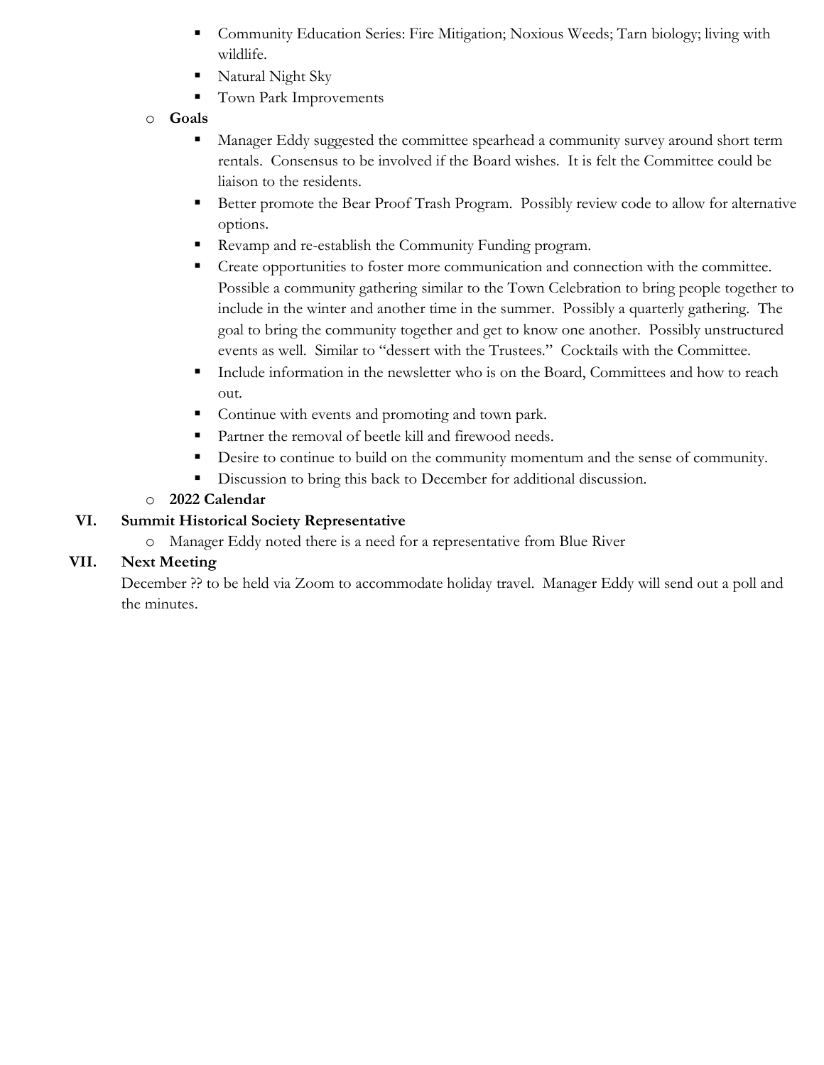- Community Education Series: Fire Mitigation; Noxious Weeds; Tarn biology; living with wildlife.
- Natural Night Sky
- Town Park Improvements

- **Goals**
  - Manager Eddy suggested the committee spearhead a community survey around short term rentals. Consensus to be involved if the Board wishes. It is felt the Committee could be liaison to the residents.
  - Better promote the Bear Proof Trash Program. Possibly review code to allow for alternative options.
  - Revamp and re-establish the Community Funding program.
  - Create opportunities to foster more communication and connection with the committee. Possible a community gathering similar to the Town Celebration to bring people together to include in the winter and another time in the summer. Possibly a quarterly gathering. The goal to bring the community together and get to know one another. Possibly unstructured events as well. Similar to "dessert with the Trustees." Cocktails with the Committee.
  - Include information in the newsletter who is on the Board, Committees and how to reach out.
  - Continue with events and promoting and town park.
  - Partner the removal of beetle kill and firewood needs.
  - Desire to continue to build on the community momentum and the sense of community.
  - Discussion to bring this back to December for additional discussion.
- **2022 Calendar**

**VI. Summit Historical Society Representative**

- Manager Eddy noted there is a need for a representative from Blue River

**VII. Next Meeting**

December ?? to be held via Zoom to accommodate holiday travel. Manager Eddy will send out a poll and the minutes.